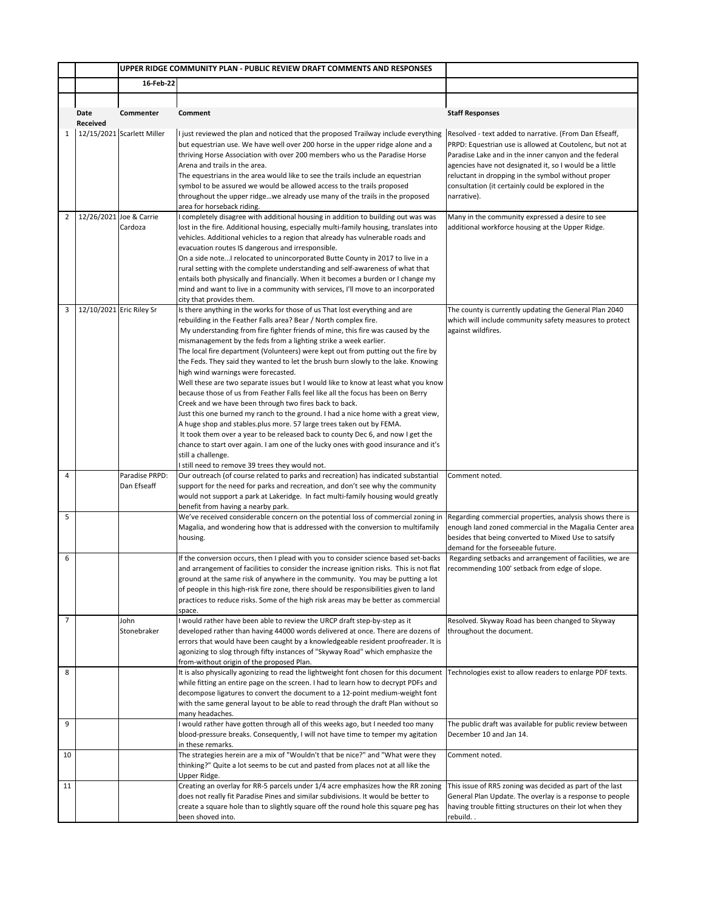| | | UPPER RIDGE COMMUNITY PLAN - PUBLIC REVIEW DRAFT COMMENTS AND RESPONSES | | |
|---|---|---|---|---|
| | | 16-Feb-22 | | |
| | | | | |
| | Date Received | Commenter | Comment | Staff Responses |
| 1 | 12/15/2021 | Scarlett Miller | I just reviewed the plan and noticed that the proposed Trailway include everything but equestrian use. We have well over 200 horse in the upper ridge alone and a thriving Horse Association with over 200 members who us the Paradise Horse Arena and trails in the area. The equestrians in the area would like to see the trails include an equestrian symbol to be assured we would be allowed access to the trails proposed throughout the upper ridge…we already use many of the trails in the proposed area for horseback riding. | Resolved - text added to narrative. (From Dan Efseaff, PRPD: Equestrian use is allowed at Coutolenc, but not at Paradise Lake and in the inner canyon and the federal agencies have not designated it, so I would be a little reluctant in dropping in the symbol without proper consultation (it certainly could be explored in the narrative). |
| 2 | 12/26/2021 | Joe & Carrie Cardoza | I completely disagree with additional housing in addition to building out was was lost in the fire. Additional housing, especially multi-family housing, translates into vehicles. Additional vehicles to a region that already has vulnerable roads and evacuation routes IS dangerous and irresponsible. On a side note…I relocated to unincorporated Butte County in 2017 to live in a rural setting with the complete understanding and self-awareness of what that entails both physically and financially. When it becomes a burden or I change my mind and want to live in a community with services, I'll move to an incorporated city that provides them. | Many in the community expressed a desire to see additional workforce housing at the Upper Ridge. |
| 3 | 12/10/2021 | Eric Riley Sr | Is there anything in the works for those of us That lost everything and are rebuilding in the Feather Falls area? Bear / North complex fire. My understanding from fire fighter friends of mine, this fire was caused by the mismanagement by the feds from a lighting strike a week earlier. The local fire department (Volunteers) were kept out from putting out the fire by the Feds. They said they wanted to let the brush burn slowly to the lake. Knowing high wind warnings were forecasted. Well these are two separate issues but I would like to know at least what you know because those of us from Feather Falls feel like all the focus has been on Berry Creek and we have been through two fires back to back. Just this one burned my ranch to the ground. I had a nice home with a great view, A huge shop and stables.plus more. 57 large trees taken out by FEMA. It took them over a year to be released back to county Dec 6, and now I get the chance to start over again. I am one of the lucky ones with good insurance and it's still a challenge. I still need to remove 39 trees they would not. | The county is currently updating the General Plan 2040 which will include community safety measures to protect against wildfires. |
| 4 | | Paradise PRPD: Dan Efseaff | Our outreach (of course related to parks and recreation) has indicated substantial support for the need for parks and recreation, and don't see why the community would not support a park at Lakeridge. In fact multi-family housing would greatly benefit from having a nearby park. | Comment noted. |
| 5 | | | We've received considerable concern on the potential loss of commercial zoning in Magalia, and wondering how that is addressed with the conversion to multifamily housing. | Regarding commercial properties, analysis shows there is enough land zoned commercial in the Magalia Center area besides that being converted to Mixed Use to satsify demand for the forseeable future. |
| 6 | | | If the conversion occurs, then I plead with you to consider science based set-backs and arrangement of facilities to consider the increase ignition risks. This is not flat ground at the same risk of anywhere in the community. You may be putting a lot of people in this high-risk fire zone, there should be responsibilities given to land practices to reduce risks. Some of the high risk areas may be better as commercial space. | Regarding setbacks and arrangement of facilities, we are recommending 100' setback from edge of slope. |
| 7 | | John Stonebraker | I would rather have been able to review the URCP draft step-by-step as it developed rather than having 44000 words delivered at once. There are dozens of errors that would have been caught by a knowledgeable resident proofreader. It is agonizing to slog through fifty instances of "Skyway Road" which emphasize the from-without origin of the proposed Plan. | Resolved. Skyway Road has been changed to Skyway throughout the document. |
| 8 | | | It is also physically agonizing to read the lightweight font chosen for this document while fitting an entire page on the screen. I had to learn how to decrypt PDFs and decompose ligatures to convert the document to a 12-point medium-weight font with the same general layout to be able to read through the draft Plan without so many headaches. | Technologies exist to allow readers to enlarge PDF texts. |
| 9 | | | I would rather have gotten through all of this weeks ago, but I needed too many blood-pressure breaks. Consequently, I will not have time to temper my agitation in these remarks. | The public draft was available for public review between December 10 and Jan 14. |
| 10 | | | The strategies herein are a mix of "Wouldn't that be nice?" and "What were they thinking?" Quite a lot seems to be cut and pasted from places not at all like the Upper Ridge. | Comment noted. |
| 11 | | | Creating an overlay for RR-5 parcels under 1/4 acre emphasizes how the RR zoning does not really fit Paradise Pines and similar subdivisions. It would be better to create a square hole than to slightly square off the round hole this square peg has been shoved into. | This issue of RR5 zoning was decided as part of the last General Plan Update. The overlay is a response to people having trouble fitting structures on their lot when they rebuild. . |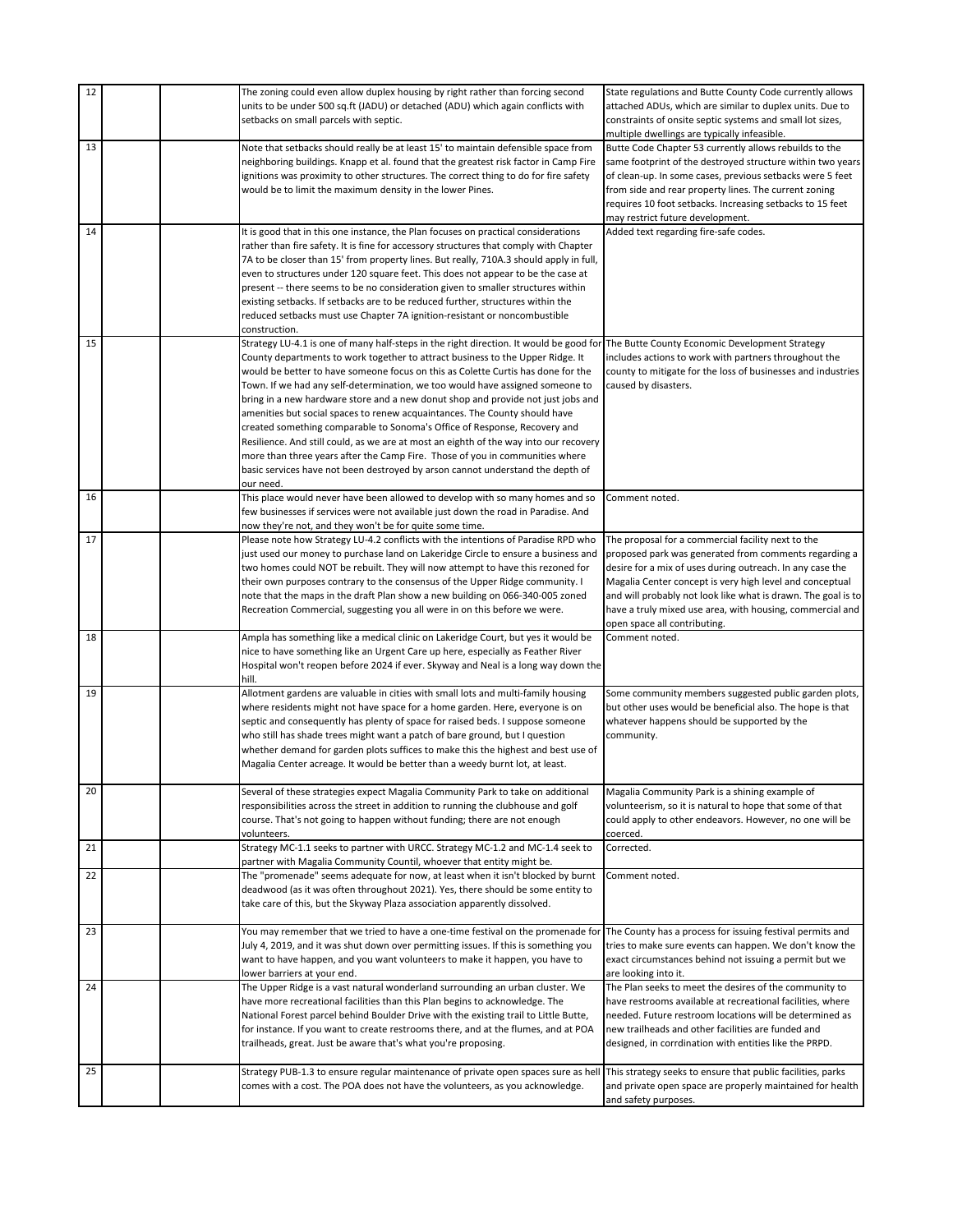| | | | | |
|---|---|---|---|---|
| 12 | | | The zoning could even allow duplex housing by right rather than forcing second units to be under 500 sq.ft (JADU) or detached (ADU) which again conflicts with setbacks on small parcels with septic. | State regulations and Butte County Code currently allows attached ADUs, which are similar to duplex units. Due to constraints of onsite septic systems and small lot sizes, multiple dwellings are typically infeasible. |
| 13 | | | Note that setbacks should really be at least 15' to maintain defensible space from neighboring buildings. Knapp et al. found that the greatest risk factor in Camp Fire ignitions was proximity to other structures. The correct thing to do for fire safety would be to limit the maximum density in the lower Pines. | Butte Code Chapter 53 currently allows rebuilds to the same footprint of the destroyed structure within two years of clean-up. In some cases, previous setbacks were 5 feet from side and rear property lines. The current zoning requires 10 foot setbacks. Increasing setbacks to 15 feet may restrict future development. |
| 14 | | | It is good that in this one instance, the Plan focuses on practical considerations rather than fire safety. It is fine for accessory structures that comply with Chapter 7A to be closer than 15' from property lines. But really, 710A.3 should apply in full, even to structures under 120 square feet. This does not appear to be the case at present -- there seems to be no consideration given to smaller structures within existing setbacks. If setbacks are to be reduced further, structures within the reduced setbacks must use Chapter 7A ignition-resistant or noncombustible construction. | Added text regarding fire-safe codes. |
| 15 | | | Strategy LU-4.1 is one of many half-steps in the right direction. It would be good for County departments to work together to attract business to the Upper Ridge. It would be better to have someone focus on this as Colette Curtis has done for the Town. If we had any self-determination, we too would have assigned someone to bring in a new hardware store and a new donut shop and provide not just jobs and amenities but social spaces to renew acquaintances. The County should have created something comparable to Sonoma's Office of Response, Recovery and Resilience. And still could, as we are at most an eighth of the way into our recovery more than three years after the Camp Fire. Those of you in communities where basic services have not been destroyed by arson cannot understand the depth of our need. | The Butte County Economic Development Strategy includes actions to work with partners throughout the county to mitigate for the loss of businesses and industries caused by disasters. |
| 16 | | | This place would never have been allowed to develop with so many homes and so few businesses if services were not available just down the road in Paradise. And now they're not, and they won't be for quite some time. | Comment noted. |
| 17 | | | Please note how Strategy LU-4.2 conflicts with the intentions of Paradise RPD who just used our money to purchase land on Lakeridge Circle to ensure a business and two homes could NOT be rebuilt. They will now attempt to have this rezoned for their own purposes contrary to the consensus of the Upper Ridge community. I note that the maps in the draft Plan show a new building on 066-340-005 zoned Recreation Commercial, suggesting you all were in on this before we were. | The proposal for a commercial facility next to the proposed park was generated from comments regarding a desire for a mix of uses during outreach. In any case the Magalia Center concept is very high level and conceptual and will probably not look like what is drawn. The goal is to have a truly mixed use area, with housing, commercial and open space all contributing. |
| 18 | | | Ampla has something like a medical clinic on Lakeridge Court, but yes it would be nice to have something like an Urgent Care up here, especially as Feather River Hospital won't reopen before 2024 if ever. Skyway and Neal is a long way down the hill. | Comment noted. |
| 19 | | | Allotment gardens are valuable in cities with small lots and multi-family housing where residents might not have space for a home garden. Here, everyone is on septic and consequently has plenty of space for raised beds. I suppose someone who still has shade trees might want a patch of bare ground, but I question whether demand for garden plots suffices to make this the highest and best use of Magalia Center acreage. It would be better than a weedy burnt lot, at least. | Some community members suggested public garden plots, but other uses would be beneficial also. The hope is that whatever happens should be supported by the community. |
| 20 | | | Several of these strategies expect Magalia Community Park to take on additional responsibilities across the street in addition to running the clubhouse and golf course. That's not going to happen without funding; there are not enough volunteers. | Magalia Community Park is a shining example of volunteerism, so it is natural to hope that some of that could apply to other endeavors. However, no one will be coerced. |
| 21 | | | Strategy MC-1.1 seeks to partner with URCC. Strategy MC-1.2 and MC-1.4 seek to partner with Magalia Community Countil, whoever that entity might be. | Corrected. |
| 22 | | | The "promenade" seems adequate for now, at least when it isn't blocked by burnt deadwood (as it was often throughout 2021). Yes, there should be some entity to take care of this, but the Skyway Plaza association apparently dissolved. | Comment noted. |
| 23 | | | You may remember that we tried to have a one-time festival on the promenade for July 4, 2019, and it was shut down over permitting issues. If this is something you want to have happen, and you want volunteers to make it happen, you have to lower barriers at your end. | The County has a process for issuing festival permits and tries to make sure events can happen. We don't know the exact circumstances behind not issuing a permit but we are looking into it. |
| 24 | | | The Upper Ridge is a vast natural wonderland surrounding an urban cluster. We have more recreational facilities than this Plan begins to acknowledge. The National Forest parcel behind Boulder Drive with the existing trail to Little Butte, for instance. If you want to create restrooms there, and at the flumes, and at POA trailheads, great. Just be aware that's what you're proposing. | The Plan seeks to meet the desires of the community to have restrooms available at recreational facilities, where needed. Future restroom locations will be determined as new trailheads and other facilities are funded and designed, in corrdination with entities like the PRPD. |
| 25 | | | Strategy PUB-1.3 to ensure regular maintenance of private open spaces sure as hell comes with a cost. The POA does not have the volunteers, as you acknowledge. | This strategy seeks to ensure that public facilities, parks and private open space are properly maintained for health and safety purposes. |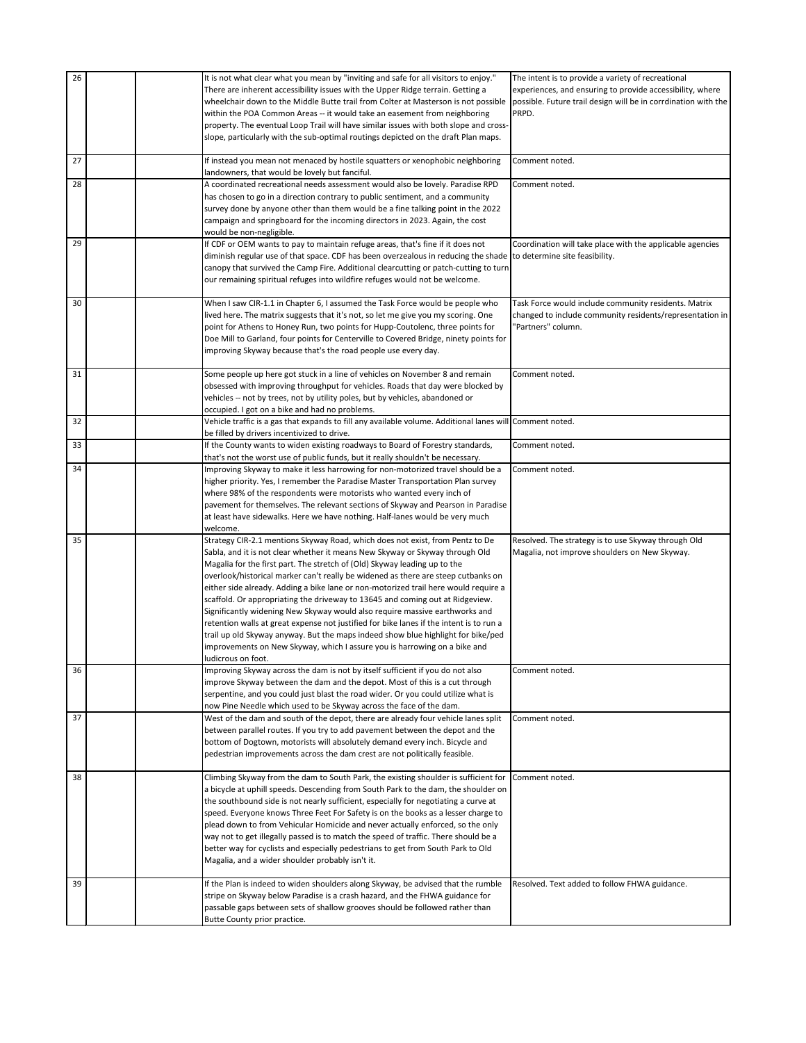| | | | | |
|---|---|---|---|---|
| 26 | | | It is not what clear what you mean by "inviting and safe for all visitors to enjoy." There are inherent accessibility issues with the Upper Ridge terrain. Getting a wheelchair down to the Middle Butte trail from Colter at Masterson is not possible within the POA Common Areas -- it would take an easement from neighboring property. The eventual Loop Trail will have similar issues with both slope and cross-slope, particularly with the sub-optimal routings depicted on the draft Plan maps. | The intent is to provide a variety of recreational experiences, and ensuring to provide accessibility, where possible. Future trail design will be in corrdination with the PRPD. |
| 27 | | | If instead you mean not menaced by hostile squatters or xenophobic neighboring landowners, that would be lovely but fanciful. | Comment noted. |
| 28 | | | A coordinated recreational needs assessment would also be lovely. Paradise RPD has chosen to go in a direction contrary to public sentiment, and a community survey done by anyone other than them would be a fine talking point in the 2022 campaign and springboard for the incoming directors in 2023. Again, the cost would be non-negligible. | Comment noted. |
| 29 | | | If CDF or OEM wants to pay to maintain refuge areas, that's fine if it does not diminish regular use of that space. CDF has been overzealous in reducing the shade canopy that survived the Camp Fire. Additional clearcutting or patch-cutting to turn our remaining spiritual refuges into wildfire refuges would not be welcome. | Coordination will take place with the applicable agencies to determine site feasibility. |
| 30 | | | When I saw CIR-1.1 in Chapter 6, I assumed the Task Force would be people who lived here. The matrix suggests that it's not, so let me give you my scoring. One point for Athens to Honey Run, two points for Hupp-Coutolenc, three points for Doe Mill to Garland, four points for Centerville to Covered Bridge, ninety points for improving Skyway because that's the road people use every day. | Task Force would include community residents. Matrix changed to include community residents/representation in "Partners" column. |
| 31 | | | Some people up here got stuck in a line of vehicles on November 8 and remain obsessed with improving throughput for vehicles. Roads that day were blocked by vehicles -- not by trees, not by utility poles, but by vehicles, abandoned or occupied. I got on a bike and had no problems. | Comment noted. |
| 32 | | | Vehicle traffic is a gas that expands to fill any available volume. Additional lanes will be filled by drivers incentivized to drive. | Comment noted. |
| 33 | | | If the County wants to widen existing roadways to Board of Forestry standards, that's not the worst use of public funds, but it really shouldn't be necessary. | Comment noted. |
| 34 | | | Improving Skyway to make it less harrowing for non-motorized travel should be a higher priority. Yes, I remember the Paradise Master Transportation Plan survey where 98% of the respondents were motorists who wanted every inch of pavement for themselves. The relevant sections of Skyway and Pearson in Paradise at least have sidewalks. Here we have nothing. Half-lanes would be very much welcome. | Comment noted. |
| 35 | | | Strategy CIR-2.1 mentions Skyway Road, which does not exist, from Pentz to De Sabla, and it is not clear whether it means New Skyway or Skyway through Old Magalia for the first part. The stretch of (Old) Skyway leading up to the overlook/historical marker can't really be widened as there are steep cutbanks on either side already. Adding a bike lane or non-motorized trail here would require a scaffold. Or appropriating the driveway to 13645 and coming out at Ridgeview. Significantly widening New Skyway would also require massive earthworks and retention walls at great expense not justified for bike lanes if the intent is to run a trail up old Skyway anyway. But the maps indeed show blue highlight for bike/ped improvements on New Skyway, which I assure you is harrowing on a bike and ludicrous on foot. | Resolved. The strategy is to use Skyway through Old Magalia, not improve shoulders on New Skyway. |
| 36 | | | Improving Skyway across the dam is not by itself sufficient if you do not also improve Skyway between the dam and the depot. Most of this is a cut through serpentine, and you could just blast the road wider. Or you could utilize what is now Pine Needle which used to be Skyway across the face of the dam. | Comment noted. |
| 37 | | | West of the dam and south of the depot, there are already four vehicle lanes split between parallel routes. If you try to add pavement between the depot and the bottom of Dogtown, motorists will absolutely demand every inch. Bicycle and pedestrian improvements across the dam crest are not politically feasible. | Comment noted. |
| 38 | | | Climbing Skyway from the dam to South Park, the existing shoulder is sufficient for a bicycle at uphill speeds. Descending from South Park to the dam, the shoulder on the southbound side is not nearly sufficient, especially for negotiating a curve at speed. Everyone knows Three Feet For Safety is on the books as a lesser charge to plead down to from Vehicular Homicide and never actually enforced, so the only way not to get illegally passed is to match the speed of traffic. There should be a better way for cyclists and especially pedestrians to get from South Park to Old Magalia, and a wider shoulder probably isn't it. | Comment noted. |
| 39 | | | If the Plan is indeed to widen shoulders along Skyway, be advised that the rumble stripe on Skyway below Paradise is a crash hazard, and the FHWA guidance for passable gaps between sets of shallow grooves should be followed rather than Butte County prior practice. | Resolved. Text added to follow FHWA guidance. |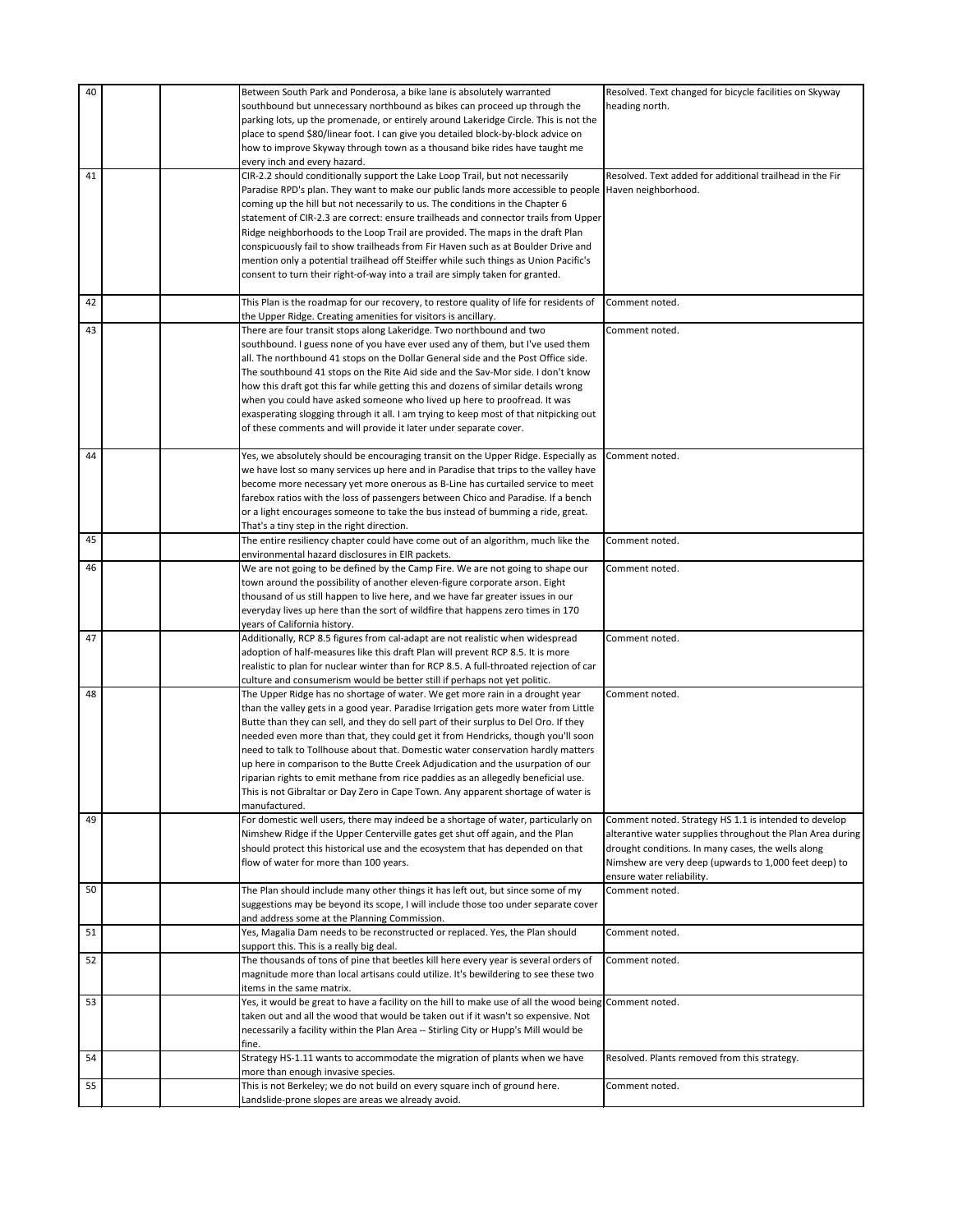| 40 | | | Between South Park and Ponderosa, a bike lane is absolutely warranted southbound but unnecessary northbound as bikes can proceed up through the parking lots, up the promenade, or entirely around Lakeridge Circle. This is not the place to spend $80/linear foot. I can give you detailed block-by-block advice on how to improve Skyway through town as a thousand bike rides have taught me every inch and every hazard. | Resolved. Text changed for bicycle facilities on Skyway heading north. |
|---|---|---|---|---|
| 41 | | | CIR-2.2 should conditionally support the Lake Loop Trail, but not necessarily Paradise RPD's plan. They want to make our public lands more accessible to people coming up the hill but not necessarily to us. The conditions in the Chapter 6 statement of CIR-2.3 are correct: ensure trailheads and connector trails from Upper Ridge neighborhoods to the Loop Trail are provided. The maps in the draft Plan conspicuously fail to show trailheads from Fir Haven such as at Boulder Drive and mention only a potential trailhead off Steiffer while such things as Union Pacific's consent to turn their right-of-way into a trail are simply taken for granted. | Resolved. Text added for additional trailhead in the Fir Haven neighborhood. |
| 42 | | | This Plan is the roadmap for our recovery, to restore quality of life for residents of the Upper Ridge. Creating amenities for visitors is ancillary. | Comment noted. |
| 43 | | | There are four transit stops along Lakeridge. Two northbound and two southbound. I guess none of you have ever used any of them, but I've used them all. The northbound 41 stops on the Dollar General side and the Post Office side. The southbound 41 stops on the Rite Aid side and the Sav-Mor side. I don't know how this draft got this far while getting this and dozens of similar details wrong when you could have asked someone who lived up here to proofread. It was exasperating slogging through it all. I am trying to keep most of that nitpicking out of these comments and will provide it later under separate cover. | Comment noted. |
| 44 | | | Yes, we absolutely should be encouraging transit on the Upper Ridge. Especially as we have lost so many services up here and in Paradise that trips to the valley have become more necessary yet more onerous as B-Line has curtailed service to meet farebox ratios with the loss of passengers between Chico and Paradise. If a bench or a light encourages someone to take the bus instead of bumming a ride, great. That's a tiny step in the right direction. | Comment noted. |
| 45 | | | The entire resiliency chapter could have come out of an algorithm, much like the environmental hazard disclosures in EIR packets. | Comment noted. |
| 46 | | | We are not going to be defined by the Camp Fire. We are not going to shape our town around the possibility of another eleven-figure corporate arson. Eight thousand of us still happen to live here, and we have far greater issues in our everyday lives up here than the sort of wildfire that happens zero times in 170 years of California history. | Comment noted. |
| 47 | | | Additionally, RCP 8.5 figures from cal-adapt are not realistic when widespread adoption of half-measures like this draft Plan will prevent RCP 8.5. It is more realistic to plan for nuclear winter than for RCP 8.5. A full-throated rejection of car culture and consumerism would be better still if perhaps not yet politic. | Comment noted. |
| 48 | | | The Upper Ridge has no shortage of water. We get more rain in a drought year than the valley gets in a good year. Paradise Irrigation gets more water from Little Butte than they can sell, and they do sell part of their surplus to Del Oro. If they needed even more than that, they could get it from Hendricks, though you'll soon need to talk to Tollhouse about that. Domestic water conservation hardly matters up here in comparison to the Butte Creek Adjudication and the usurpation of our riparian rights to emit methane from rice paddies as an allegedly beneficial use. This is not Gibraltar or Day Zero in Cape Town. Any apparent shortage of water is manufactured. | Comment noted. |
| 49 | | | For domestic well users, there may indeed be a shortage of water, particularly on Nimshew Ridge if the Upper Centerville gates get shut off again, and the Plan should protect this historical use and the ecosystem that has depended on that flow of water for more than 100 years. | Comment noted. Strategy HS 1.1 is intended to develop alterantive water supplies throughout the Plan Area during drought conditions. In many cases, the wells along Nimshew are very deep (upwards to 1,000 feet deep) to ensure water reliability. |
| 50 | | | The Plan should include many other things it has left out, but since some of my suggestions may be beyond its scope, I will include those too under separate cover and address some at the Planning Commission. | Comment noted. |
| 51 | | | Yes, Magalia Dam needs to be reconstructed or replaced. Yes, the Plan should support this. This is a really big deal. | Comment noted. |
| 52 | | | The thousands of tons of pine that beetles kill here every year is several orders of magnitude more than local artisans could utilize. It's bewildering to see these two items in the same matrix. | Comment noted. |
| 53 | | | Yes, it would be great to have a facility on the hill to make use of all the wood being taken out and all the wood that would be taken out if it wasn't so expensive. Not necessarily a facility within the Plan Area -- Stirling City or Hupp's Mill would be fine. | Comment noted. |
| 54 | | | Strategy HS-1.11 wants to accommodate the migration of plants when we have more than enough invasive species. | Resolved. Plants removed from this strategy. |
| 55 | | | This is not Berkeley; we do not build on every square inch of ground here. Landslide-prone slopes are areas we already avoid. | Comment noted. |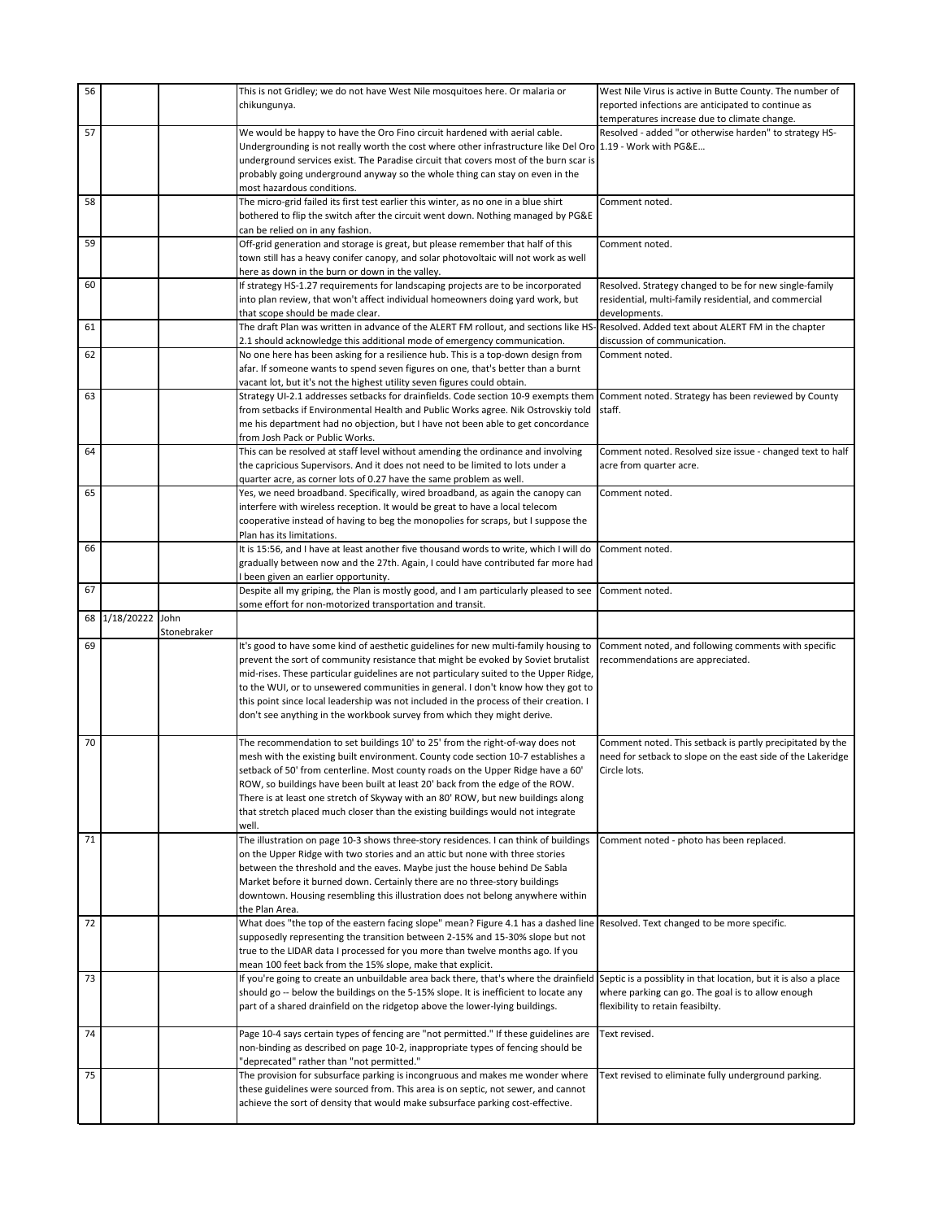| | | | | |
|---|---|---|---|---|
| 56 | | | This is not Gridley; we do not have West Nile mosquitoes here. Or malaria or chikungunya. | West Nile Virus is active in Butte County. The number of reported infections are anticipated to continue as temperatures increase due to climate change. |
| 57 | | | We would be happy to have the Oro Fino circuit hardened with aerial cable. Undergrounding is not really worth the cost where other infrastructure like Del Oro underground services exist. The Paradise circuit that covers most of the burn scar is probably going underground anyway so the whole thing can stay on even in the most hazardous conditions. | Resolved - added "or otherwise harden" to strategy HS-1.19 - Work with PG&E… |
| 58 | | | The micro-grid failed its first test earlier this winter, as no one in a blue shirt bothered to flip the switch after the circuit went down. Nothing managed by PG&E can be relied on in any fashion. | Comment noted. |
| 59 | | | Off-grid generation and storage is great, but please remember that half of this town still has a heavy conifer canopy, and solar photovoltaic will not work as well here as down in the burn or down in the valley. | Comment noted. |
| 60 | | | If strategy HS-1.27 requirements for landscaping projects are to be incorporated into plan review, that won't affect individual homeowners doing yard work, but that scope should be made clear. | Resolved. Strategy changed to be for new single-family residential, multi-family residential, and commercial developments. |
| 61 | | | The draft Plan was written in advance of the ALERT FM rollout, and sections like HS-2.1 should acknowledge this additional mode of emergency communication. | Resolved. Added text about ALERT FM in the chapter discussion of communication. |
| 62 | | | No one here has been asking for a resilience hub. This is a top-down design from afar. If someone wants to spend seven figures on one, that's better than a burnt vacant lot, but it's not the highest utility seven figures could obtain. | Comment noted. |
| 63 | | | Strategy UI-2.1 addresses setbacks for drainfields. Code section 10-9 exempts them from setbacks if Environmental Health and Public Works agree. Nik Ostrovskiy told me his department had no objection, but I have not been able to get concordance from Josh Pack or Public Works. | Comment noted. Strategy has been reviewed by County staff. |
| 64 | | | This can be resolved at staff level without amending the ordinance and involving the capricious Supervisors. And it does not need to be limited to lots under a quarter acre, as corner lots of 0.27 have the same problem as well. | Comment noted. Resolved size issue - changed text to half acre from quarter acre. |
| 65 | | | Yes, we need broadband. Specifically, wired broadband, as again the canopy can interfere with wireless reception. It would be great to have a local telecom cooperative instead of having to beg the monopolies for scraps, but I suppose the Plan has its limitations. | Comment noted. |
| 66 | | | It is 15:56, and I have at least another five thousand words to write, which I will do gradually between now and the 27th. Again, I could have contributed far more had I been given an earlier opportunity. | Comment noted. |
| 67 | | | Despite all my griping, the Plan is mostly good, and I am particularly pleased to see some effort for non-motorized transportation and transit. | Comment noted. |
| 68 | 1/18/20222 | John Stonebraker | | |
| 69 | | | It's good to have some kind of aesthetic guidelines for new multi-family housing to prevent the sort of community resistance that might be evoked by Soviet brutalist mid-rises. These particular guidelines are not particulary suited to the Upper Ridge, to the WUI, or to unsewered communities in general. I don't know how they got to this point since local leadership was not included in the process of their creation. I don't see anything in the workbook survey from which they might derive. | Comment noted, and following comments with specific recommendations are appreciated. |
| 70 | | | The recommendation to set buildings 10' to 25' from the right-of-way does not mesh with the existing built environment. County code section 10-7 establishes a setback of 50' from centerline. Most county roads on the Upper Ridge have a 60' ROW, so buildings have been built at least 20' back from the edge of the ROW. There is at least one stretch of Skyway with an 80' ROW, but new buildings along that stretch placed much closer than the existing buildings would not integrate well. | Comment noted. This setback is partly precipitated by the need for setback to slope on the east side of the Lakeridge Circle lots. |
| 71 | | | The illustration on page 10-3 shows three-story residences. I can think of buildings on the Upper Ridge with two stories and an attic but none with three stories between the threshold and the eaves. Maybe just the house behind De Sabla Market before it burned down. Certainly there are no three-story buildings downtown. Housing resembling this illustration does not belong anywhere within the Plan Area. | Comment noted - photo has been replaced. |
| 72 | | | What does "the top of the eastern facing slope" mean? Figure 4.1 has a dashed line supposedly representing the transition between 2-15% and 15-30% slope but not true to the LIDAR data I processed for you more than twelve months ago. If you mean 100 feet back from the 15% slope, make that explicit. | Resolved. Text changed to be more specific. |
| 73 | | | If you're going to create an unbuildable area back there, that's where the drainfield should go -- below the buildings on the 5-15% slope. It is inefficient to locate any part of a shared drainfield on the ridgetop above the lower-lying buildings. | Septic is a possiblity in that location, but it is also a place where parking can go. The goal is to allow enough flexibility to retain feasibilty. |
| 74 | | | Page 10-4 says certain types of fencing are "not permitted." If these guidelines are non-binding as described on page 10-2, inappropriate types of fencing should be "deprecated" rather than "not permitted." | Text revised. |
| 75 | | | The provision for subsurface parking is incongruous and makes me wonder where these guidelines were sourced from. This area is on septic, not sewer, and cannot achieve the sort of density that would make subsurface parking cost-effective. | Text revised to eliminate fully underground parking. |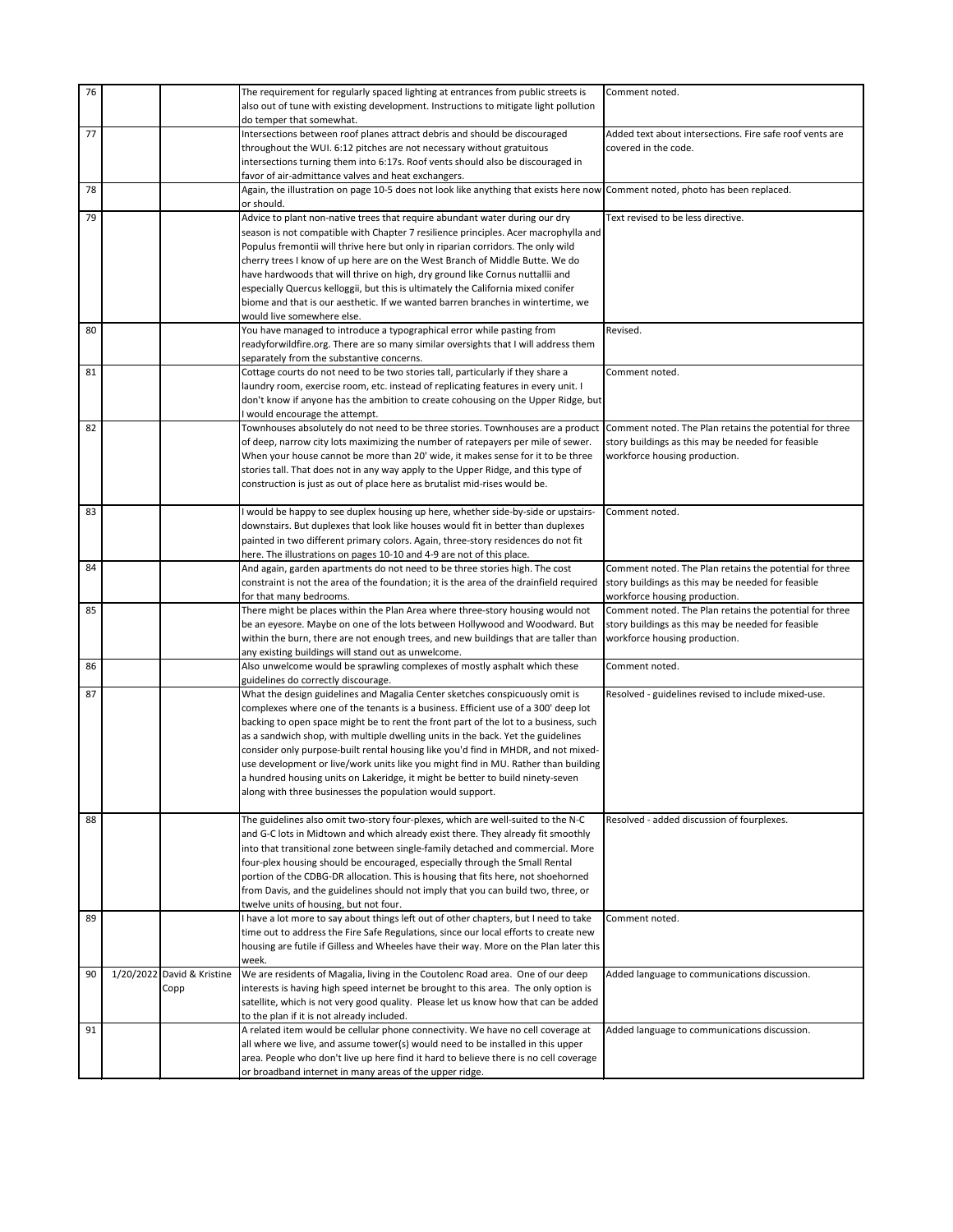| | | | | |
|---|---|---|---|---|
| 76 | | | The requirement for regularly spaced lighting at entrances from public streets is also out of tune with existing development. Instructions to mitigate light pollution do temper that somewhat. | Comment noted. |
| 77 | | | Intersections between roof planes attract debris and should be discouraged throughout the WUI. 6:12 pitches are not necessary without gratuitous intersections turning them into 6:17s. Roof vents should also be discouraged in favor of air-admittance valves and heat exchangers. | Added text about intersections. Fire safe roof vents are covered in the code. |
| 78 | | | Again, the illustration on page 10-5 does not look like anything that exists here now or should. | Comment noted, photo has been replaced. |
| 79 | | | Advice to plant non-native trees that require abundant water during our dry season is not compatible with Chapter 7 resilience principles. Acer macrophylla and Populus fremontii will thrive here but only in riparian corridors. The only wild cherry trees I know of up here are on the West Branch of Middle Butte. We do have hardwoods that will thrive on high, dry ground like Cornus nuttallii and especially Quercus kelloggii, but this is ultimately the California mixed conifer biome and that is our aesthetic. If we wanted barren branches in wintertime, we would live somewhere else. | Text revised to be less directive. |
| 80 | | | You have managed to introduce a typographical error while pasting from readyforwildfire.org. There are so many similar oversights that I will address them separately from the substantive concerns. | Revised. |
| 81 | | | Cottage courts do not need to be two stories tall, particularly if they share a laundry room, exercise room, etc. instead of replicating features in every unit. I don't know if anyone has the ambition to create cohousing on the Upper Ridge, but I would encourage the attempt. | Comment noted. |
| 82 | | | Townhouses absolutely do not need to be three stories. Townhouses are a product of deep, narrow city lots maximizing the number of ratepayers per mile of sewer. When your house cannot be more than 20' wide, it makes sense for it to be three stories tall. That does not in any way apply to the Upper Ridge, and this type of construction is just as out of place here as brutalist mid-rises would be. | Comment noted. The Plan retains the potential for three story buildings as this may be needed for feasible workforce housing production. |
| 83 | | | I would be happy to see duplex housing up here, whether side-by-side or upstairs-downstairs. But duplexes that look like houses would fit in better than duplexes painted in two different primary colors. Again, three-story residences do not fit here. The illustrations on pages 10-10 and 4-9 are not of this place. | Comment noted. |
| 84 | | | And again, garden apartments do not need to be three stories high. The cost constraint is not the area of the foundation; it is the area of the drainfield required for that many bedrooms. | Comment noted. The Plan retains the potential for three story buildings as this may be needed for feasible workforce housing production. |
| 85 | | | There might be places within the Plan Area where three-story housing would not be an eyesore. Maybe on one of the lots between Hollywood and Woodward. But within the burn, there are not enough trees, and new buildings that are taller than any existing buildings will stand out as unwelcome. | Comment noted. The Plan retains the potential for three story buildings as this may be needed for feasible workforce housing production. |
| 86 | | | Also unwelcome would be sprawling complexes of mostly asphalt which these guidelines do correctly discourage. | Comment noted. |
| 87 | | | What the design guidelines and Magalia Center sketches conspicuously omit is complexes where one of the tenants is a business. Efficient use of a 300' deep lot backing to open space might be to rent the front part of the lot to a business, such as a sandwich shop, with multiple dwelling units in the back. Yet the guidelines consider only purpose-built rental housing like you'd find in MHDR, and not mixed-use development or live/work units like you might find in MU. Rather than building a hundred housing units on Lakeridge, it might be better to build ninety-seven along with three businesses the population would support. | Resolved - guidelines revised to include mixed-use. |
| 88 | | | The guidelines also omit two-story four-plexes, which are well-suited to the N-C and G-C lots in Midtown and which already exist there. They already fit smoothly into that transitional zone between single-family detached and commercial. More four-plex housing should be encouraged, especially through the Small Rental portion of the CDBG-DR allocation. This is housing that fits here, not shoehorned from Davis, and the guidelines should not imply that you can build two, three, or twelve units of housing, but not four. | Resolved - added discussion of fourplexes. |
| 89 | | | I have a lot more to say about things left out of other chapters, but I need to take time out to address the Fire Safe Regulations, since our local efforts to create new housing are futile if Gilless and Wheeles have their way. More on the Plan later this week. | Comment noted. |
| 90 | 1/20/2022 | David & Kristine Copp | We are residents of Magalia, living in the Coutolenc Road area. One of our deep interests is having high speed internet be brought to this area. The only option is satellite, which is not very good quality. Please let us know how that can be added to the plan if it is not already included. | Added language to communications discussion. |
| 91 | | | A related item would be cellular phone connectivity. We have no cell coverage at all where we live, and assume tower(s) would need to be installed in this upper area. People who don't live up here find it hard to believe there is no cell coverage or broadband internet in many areas of the upper ridge. | Added language to communications discussion. |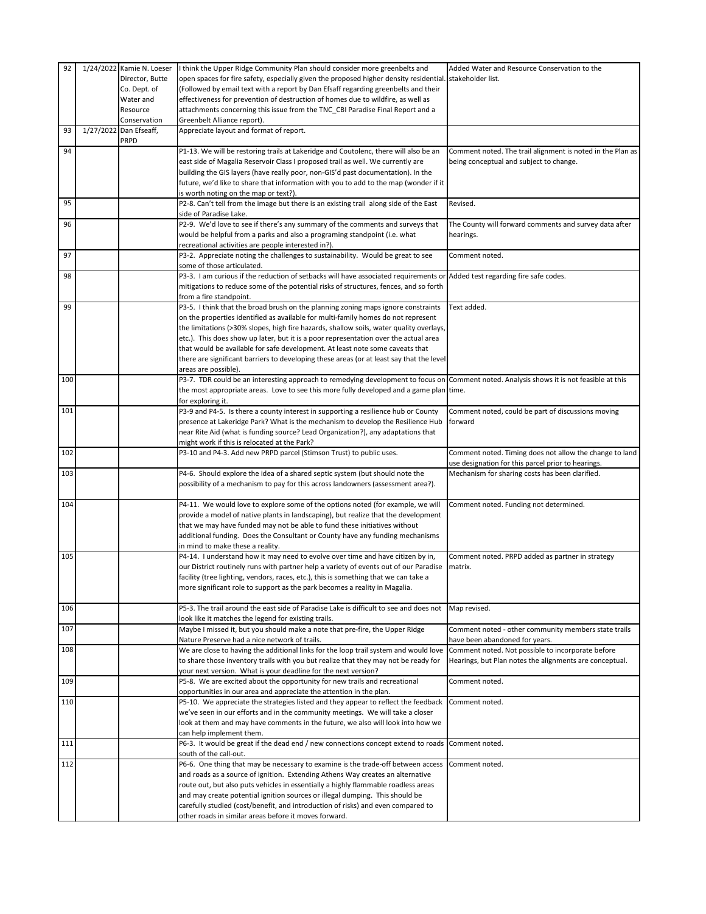| | | | | |
|---|---|---|---|---|
| 92 | 1/24/2022 | Kamie N. Loeser Director, Butte Co. Dept. of Water and Resource Conservation | I think the Upper Ridge Community Plan should consider more greenbelts and open spaces for fire safety, especially given the proposed higher density residential. (Followed by email text with a report by Dan Efsaff regarding greenbelts and their effectiveness for prevention of destruction of homes due to wildfire, as well as attachments concerning this issue from the TNC_CBI Paradise Final Report and a Greenbelt Alliance report). | Added Water and Resource Conservation to the stakeholder list. |
| 93 | 1/27/2022 | Dan Efseaff, PRPD | Appreciate layout and format of report. | |
| 94 | | | P1-13. We will be restoring trails at Lakeridge and Coutolenc, there will also be an east side of Magalia Reservoir Class I proposed trail as well. We currently are building the GIS layers (have really poor, non-GIS'd past documentation). In the future, we'd like to share that information with you to add to the map (wonder if it is worth noting on the map or text?). | Comment noted. The trail alignment is noted in the Plan as being conceptual and subject to change. |
| 95 | | | P2-8. Can't tell from the image but there is an existing trail along side of the East side of Paradise Lake. | Revised. |
| 96 | | | P2-9. We'd love to see if there's any summary of the comments and surveys that would be helpful from a parks and also a programing standpoint (i.e. what recreational activities are people interested in?). | The County will forward comments and survey data after hearings. |
| 97 | | | P3-2. Appreciate noting the challenges to sustainability. Would be great to see some of those articulated. | Comment noted. |
| 98 | | | P3-3. I am curious if the reduction of setbacks will have associated requirements or mitigations to reduce some of the potential risks of structures, fences, and so forth from a fire standpoint. | Added test regarding fire safe codes. |
| 99 | | | P3-5. I think that the broad brush on the planning zoning maps ignore constraints on the properties identified as available for multi-family homes do not represent the limitations (>30% slopes, high fire hazards, shallow soils, water quality overlays, etc.). This does show up later, but it is a poor representation over the actual area that would be available for safe development. At least note some caveats that there are significant barriers to developing these areas (or at least say that the level areas are possible). | Text added. |
| 100 | | | P3-7. TDR could be an interesting approach to remedying development to focus on the most appropriate areas. Love to see this more fully developed and a game plan for exploring it. | Comment noted. Analysis shows it is not feasible at this time. |
| 101 | | | P3-9 and P4-5. Is there a county interest in supporting a resilience hub or County presence at Lakeridge Park? What is the mechanism to develop the Resilience Hub near Rite Aid (what is funding source? Lead Organization?), any adaptations that might work if this is relocated at the Park? | Comment noted, could be part of discussions moving forward |
| 102 | | | P3-10 and P4-3. Add new PRPD parcel (Stimson Trust) to public uses. | Comment noted. Timing does not allow the change to land use designation for this parcel prior to hearings. |
| 103 | | | P4-6. Should explore the idea of a shared septic system (but should note the possibility of a mechanism to pay for this across landowners (assessment area?). | Mechanism for sharing costs has been clarified. |
| 104 | | | P4-11. We would love to explore some of the options noted (for example, we will provide a model of native plants in landscaping), but realize that the development that we may have funded may not be able to fund these initiatives without additional funding. Does the Consultant or County have any funding mechanisms in mind to make these a reality. | Comment noted. Funding not determined. |
| 105 | | | P4-14. I understand how it may need to evolve over time and have citizen by in, our District routinely runs with partner help a variety of events out of our Paradise facility (tree lighting, vendors, races, etc.), this is something that we can take a more significant role to support as the park becomes a reality in Magalia. | Comment noted. PRPD added as partner in strategy matrix. |
| 106 | | | P5-3. The trail around the east side of Paradise Lake is difficult to see and does not look like it matches the legend for existing trails. | Map revised. |
| 107 | | | Maybe I missed it, but you should make a note that pre-fire, the Upper Ridge Nature Preserve had a nice network of trails. | Comment noted - other community members state trails have been abandoned for years. |
| 108 | | | We are close to having the additional links for the loop trail system and would love to share those inventory trails with you but realize that they may not be ready for your next version. What is your deadline for the next version? | Comment noted. Not possible to incorporate before Hearings, but Plan notes the alignments are conceptual. |
| 109 | | | P5-8. We are excited about the opportunity for new trails and recreational opportunities in our area and appreciate the attention in the plan. | Comment noted. |
| 110 | | | P5-10. We appreciate the strategies listed and they appear to reflect the feedback we've seen in our efforts and in the community meetings. We will take a closer look at them and may have comments in the future, we also will look into how we can help implement them. | Comment noted. |
| 111 | | | P6-3. It would be great if the dead end / new connections concept extend to roads south of the call-out. | Comment noted. |
| 112 | | | P6-6. One thing that may be necessary to examine is the trade-off between access and roads as a source of ignition. Extending Athens Way creates an alternative route out, but also puts vehicles in essentially a highly flammable roadless areas and may create potential ignition sources or illegal dumping. This should be carefully studied (cost/benefit, and introduction of risks) and even compared to other roads in similar areas before it moves forward. | Comment noted. |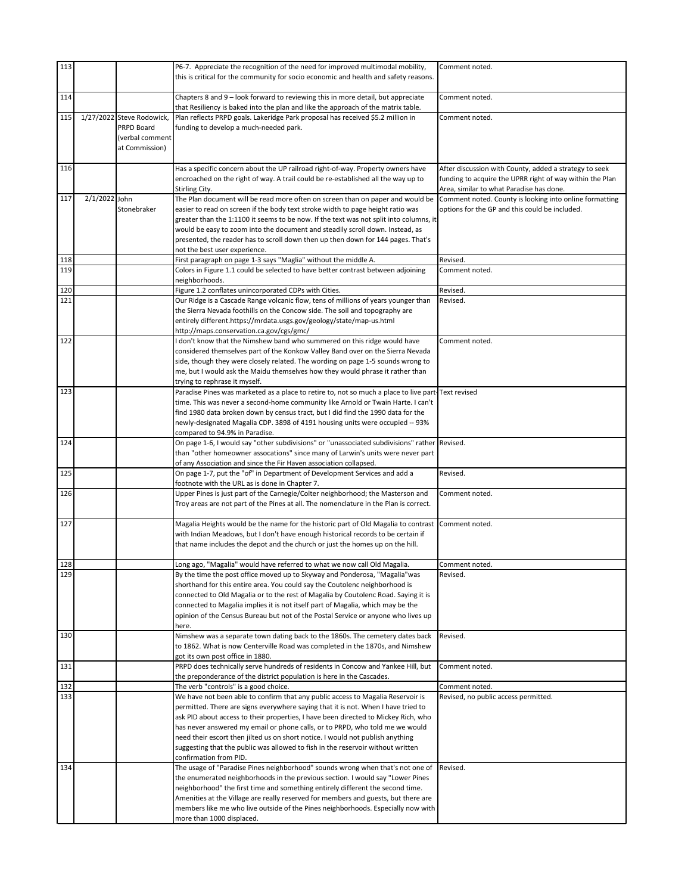| | | | | |
|---|---|---|---|---|
| 113 | | | P6-7. Appreciate the recognition of the need for improved multimodal mobility, this is critical for the community for socio economic and health and safety reasons. | Comment noted. |
| 114 | | | Chapters 8 and 9 – look forward to reviewing this in more detail, but appreciate that Resiliency is baked into the plan and like the approach of the matrix table. | Comment noted. |
| 115 | 1/27/2022 | Steve Rodowick, PRPD Board (verbal comment at Commission) | Plan reflects PRPD goals. Lakeridge Park proposal has received $5.2 million in funding to develop a much-needed park. | Comment noted. |
| 116 | | | Has a specific concern about the UP railroad right-of-way. Property owners have encroached on the right of way. A trail could be re-established all the way up to Stirling City. | After discussion with County, added a strategy to seek funding to acquire the UPRR right of way within the Plan Area, similar to what Paradise has done. |
| 117 | 2/1/2022 | John Stonebraker | The Plan document will be read more often on screen than on paper and would be easier to read on screen if the body text stroke width to page height ratio was greater than the 1:1100 it seems to be now. If the text was not split into columns, it would be easy to zoom into the document and steadily scroll down. Instead, as presented, the reader has to scroll down then up then down for 144 pages. That's not the best user experience. | Comment noted. County is looking into online formatting options for the GP and this could be included. |
| 118 | | | First paragraph on page 1-3 says "Maglia" without the middle A. | Revised. |
| 119 | | | Colors in Figure 1.1 could be selected to have better contrast between adjoining neighborhoods. | Comment noted. |
| 120 | | | Figure 1.2 conflates unincorporated CDPs with Cities. | Revised. |
| 121 | | | Our Ridge is a Cascade Range volcanic flow, tens of millions of years younger than the Sierra Nevada foothills on the Concow side. The soil and topography are entirely different.https://mrdata.usgs.gov/geology/state/map-us.html http://maps.conservation.ca.gov/cgs/gmc/ | Revised. |
| 122 | | | I don't know that the Nimshew band who summered on this ridge would have considered themselves part of the Konkow Valley Band over on the Sierra Nevada side, though they were closely related. The wording on page 1-5 sounds wrong to me, but I would ask the Maidu themselves how they would phrase it rather than trying to rephrase it myself. | Comment noted. |
| 123 | | | Paradise Pines was marketed as a place to retire to, not so much a place to live part-time. This was never a second-home community like Arnold or Twain Harte. I can't find 1980 data broken down by census tract, but I did find the 1990 data for the newly-designated Magalia CDP. 3898 of 4191 housing units were occupied -- 93% compared to 94.9% in Paradise. | Text revised |
| 124 | | | On page 1-6, I would say "other subdivisions" or "unassociated subdivisions" rather than "other homeowner assocations" since many of Larwin's units were never part of any Association and since the Fir Haven association collapsed. | Revised. |
| 125 | | | On page 1-7, put the "of" in Department of Development Services and add a footnote with the URL as is done in Chapter 7. | Revised. |
| 126 | | | Upper Pines is just part of the Carnegie/Colter neighborhood; the Masterson and Troy areas are not part of the Pines at all. The nomenclature in the Plan is correct. | Comment noted. |
| 127 | | | Magalia Heights would be the name for the historic part of Old Magalia to contrast with Indian Meadows, but I don't have enough historical records to be certain if that name includes the depot and the church or just the homes up on the hill. | Comment noted. |
| 128 | | | Long ago, "Magalia" would have referred to what we now call Old Magalia. | Comment noted. |
| 129 | | | By the time the post office moved up to Skyway and Ponderosa, "Magalia"was shorthand for this entire area. You could say the Coutolenc neighborhood is connected to Old Magalia or to the rest of Magalia by Coutolenc Road. Saying it is connected to Magalia implies it is not itself part of Magalia, which may be the opinion of the Census Bureau but not of the Postal Service or anyone who lives up here. | Revised. |
| 130 | | | Nimshew was a separate town dating back to the 1860s. The cemetery dates back to 1862. What is now Centerville Road was completed in the 1870s, and Nimshew got its own post office in 1880. | Revised. |
| 131 | | | PRPD does technically serve hundreds of residents in Concow and Yankee Hill, but the preponderance of the district population is here in the Cascades. | Comment noted. |
| 132 | | | The verb "controls" is a good choice. | Comment noted. |
| 133 | | | We have not been able to confirm that any public access to Magalia Reservoir is permitted. There are signs everywhere saying that it is not. When I have tried to ask PID about access to their properties, I have been directed to Mickey Rich, who has never answered my email or phone calls, or to PRPD, who told me we would need their escort then jilted us on short notice. I would not publish anything suggesting that the public was allowed to fish in the reservoir without written confirmation from PID. | Revised, no public access permitted. |
| 134 | | | The usage of "Paradise Pines neighborhood" sounds wrong when that's not one of the enumerated neighborhoods in the previous section. I would say "Lower Pines neighborhood" the first time and something entirely different the second time. Amenities at the Village are really reserved for members and guests, but there are members like me who live outside of the Pines neighborhoods. Especially now with more than 1000 displaced. | Revised. |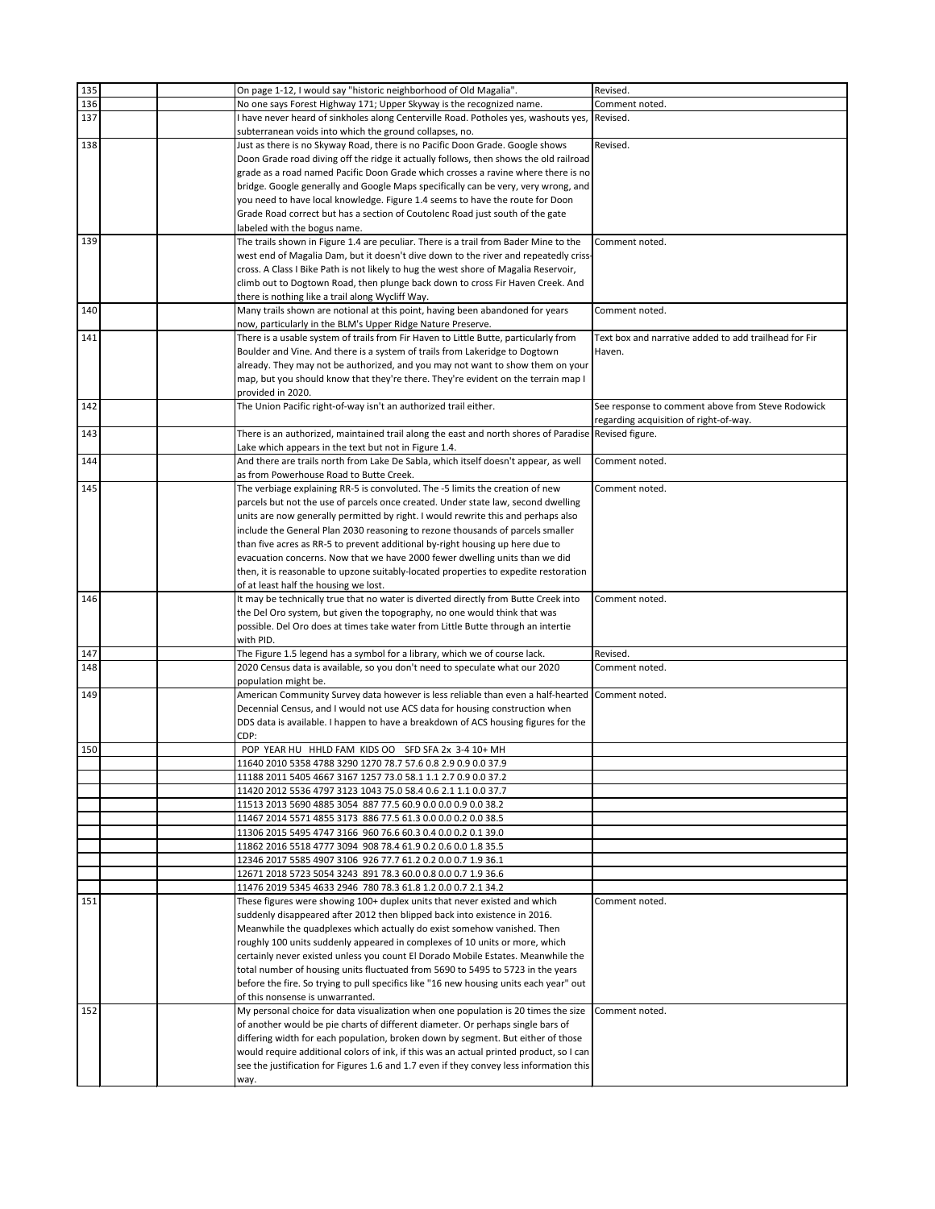| | | | | |
|---|---|---|---|---|
| 135 | | | On page 1-12, I would say "historic neighborhood of Old Magalia". | Revised. |
| 136 | | | No one says Forest Highway 171; Upper Skyway is the recognized name. | Comment noted. |
| 137 | | | I have never heard of sinkholes along Centerville Road. Potholes yes, washouts yes, subterranean voids into which the ground collapses, no. | Revised. |
| 138 | | | Just as there is no Skyway Road, there is no Pacific Doon Grade. Google shows Doon Grade road diving off the ridge it actually follows, then shows the old railroad grade as a road named Pacific Doon Grade which crosses a ravine where there is no bridge. Google generally and Google Maps specifically can be very, very wrong, and you need to have local knowledge. Figure 1.4 seems to have the route for Doon Grade Road correct but has a section of Coutolenc Road just south of the gate labeled with the bogus name. | Revised. |
| 139 | | | The trails shown in Figure 1.4 are peculiar. There is a trail from Bader Mine to the west end of Magalia Dam, but it doesn't dive down to the river and repeatedly criss-cross. A Class I Bike Path is not likely to hug the west shore of Magalia Reservoir, climb out to Dogtown Road, then plunge back down to cross Fir Haven Creek. And there is nothing like a trail along Wycliff Way. | Comment noted. |
| 140 | | | Many trails shown are notional at this point, having been abandoned for years now, particularly in the BLM's Upper Ridge Nature Preserve. | Comment noted. |
| 141 | | | There is a usable system of trails from Fir Haven to Little Butte, particularly from Boulder and Vine. And there is a system of trails from Lakeridge to Dogtown already. They may not be authorized, and you may not want to show them on your map, but you should know that they're there. They're evident on the terrain map I provided in 2020. | Text box and narrative added to add trailhead for Fir Haven. |
| 142 | | | The Union Pacific right-of-way isn't an authorized trail either. | See response to comment above from Steve Rodowick regarding acquisition of right-of-way. |
| 143 | | | There is an authorized, maintained trail along the east and north shores of Paradise Lake which appears in the text but not in Figure 1.4. | Revised figure. |
| 144 | | | And there are trails north from Lake De Sabla, which itself doesn't appear, as well as from Powerhouse Road to Butte Creek. | Comment noted. |
| 145 | | | The verbiage explaining RR-5 is convoluted. The -5 limits the creation of new parcels but not the use of parcels once created. Under state law, second dwelling units are now generally permitted by right. I would rewrite this and perhaps also include the General Plan 2030 reasoning to rezone thousands of parcels smaller than five acres as RR-5 to prevent additional by-right housing up here due to evacuation concerns. Now that we have 2000 fewer dwelling units than we did then, it is reasonable to upzone suitably-located properties to expedite restoration of at least half the housing we lost. | Comment noted. |
| 146 | | | It may be technically true that no water is diverted directly from Butte Creek into the Del Oro system, but given the topography, no one would think that was possible. Del Oro does at times take water from Little Butte through an intertie with PID. | Comment noted. |
| 147 | | | The Figure 1.5 legend has a symbol for a library, which we of course lack. | Revised. |
| 148 | | | 2020 Census data is available, so you don't need to speculate what our 2020 population might be. | Comment noted. |
| 149 | | | American Community Survey data however is less reliable than even a half-hearted Decennial Census, and I would not use ACS data for housing construction when DDS data is available. I happen to have a breakdown of ACS housing figures for the CDP: | Comment noted. |
| 150 | | | POP YEAR HU HHLD FAM KIDS OO SFD SFA 2x 3-4 10+ MH | |
| | | | 11640 2010 5358 4788 3290 1270 78.7 57.6 0.8 2.9 0.9 0.0 37.9 | |
| | | | 11188 2011 5405 4667 3167 1257 73.0 58.1 1.1 2.7 0.9 0.0 37.2 | |
| | | | 11420 2012 5536 4797 3123 1043 75.0 58.4 0.6 2.1 1.1 0.0 37.7 | |
| | | | 11513 2013 5690 4885 3054 887 77.5 60.9 0.0 0.0 0.9 0.0 38.2 | |
| | | | 11467 2014 5571 4855 3173 886 77.5 61.3 0.0 0.0 0.2 0.0 38.5 | |
| | | | 11306 2015 5495 4747 3166 960 76.6 60.3 0.4 0.0 0.2 0.1 39.0 | |
| | | | 11862 2016 5518 4777 3094 908 78.4 61.9 0.2 0.6 0.0 1.8 35.5 | |
| | | | 12346 2017 5585 4907 3106 926 77.7 61.2 0.2 0.0 0.7 1.9 36.1 | |
| | | | 12671 2018 5723 5054 3243 891 78.3 60.0 0.8 0.0 0.7 1.9 36.6 | |
| | | | 11476 2019 5345 4633 2946 780 78.3 61.8 1.2 0.0 0.7 2.1 34.2 | |
| 151 | | | These figures were showing 100+ duplex units that never existed and which suddenly disappeared after 2012 then blipped back into existence in 2016. Meanwhile the quadplexes which actually do exist somehow vanished. Then roughly 100 units suddenly appeared in complexes of 10 units or more, which certainly never existed unless you count El Dorado Mobile Estates. Meanwhile the total number of housing units fluctuated from 5690 to 5495 to 5723 in the years before the fire. So trying to pull specifics like "16 new housing units each year" out of this nonsense is unwarranted. | Comment noted. |
| 152 | | | My personal choice for data visualization when one population is 20 times the size of another would be pie charts of different diameter. Or perhaps single bars of differing width for each population, broken down by segment. But either of those would require additional colors of ink, if this was an actual printed product, so I can see the justification for Figures 1.6 and 1.7 even if they convey less information this way. | Comment noted. |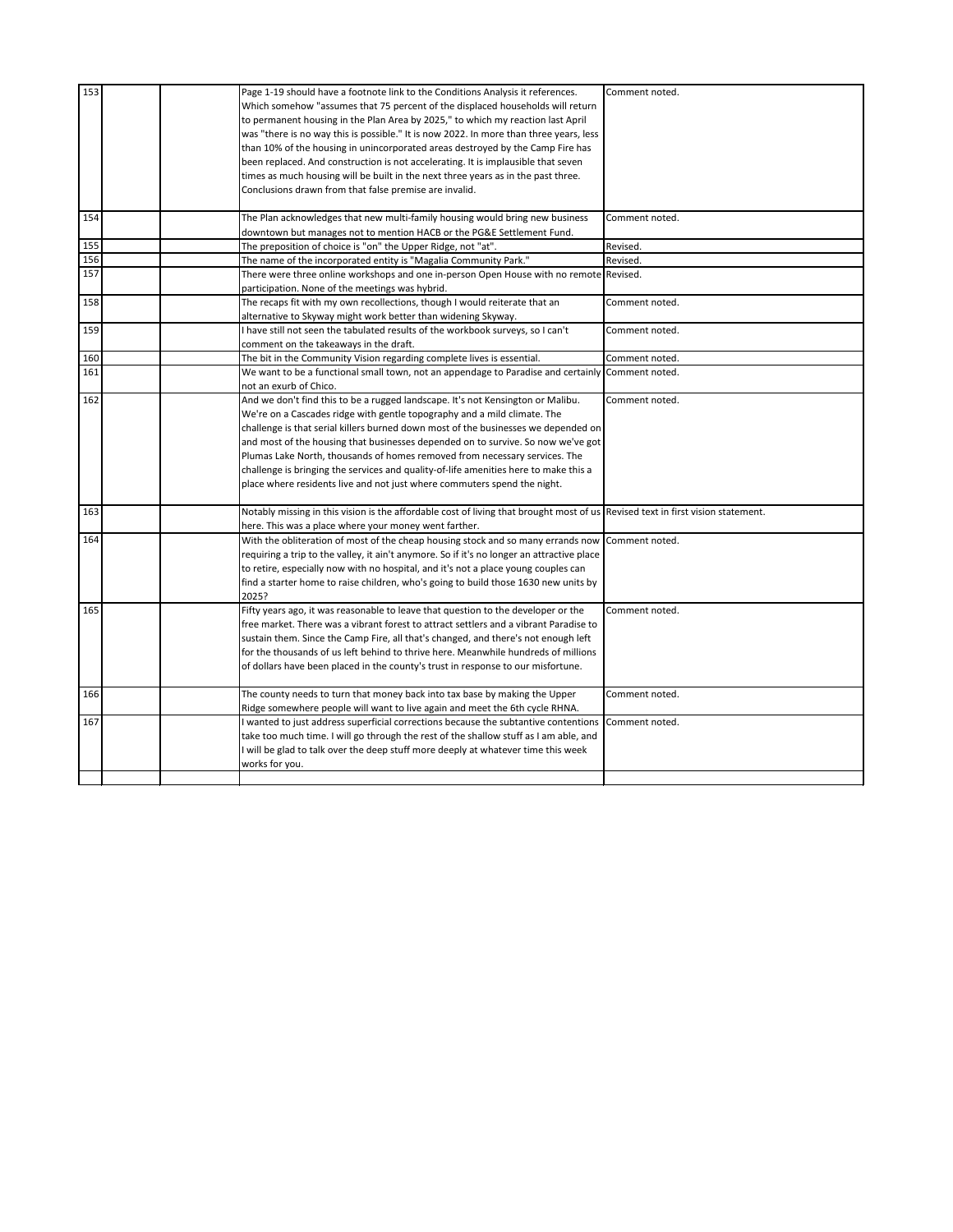| | | | | |
|---|---|---|---|---|
| 153 | | | Page 1-19 should have a footnote link to the Conditions Analysis it references. Which somehow "assumes that 75 percent of the displaced households will return to permanent housing in the Plan Area by 2025," to which my reaction last April was "there is no way this is possible." It is now 2022. In more than three years, less than 10% of the housing in unincorporated areas destroyed by the Camp Fire has been replaced. And construction is not accelerating. It is implausible that seven times as much housing will be built in the next three years as in the past three. Conclusions drawn from that false premise are invalid. | Comment noted. |
| 154 | | | The Plan acknowledges that new multi-family housing would bring new business downtown but manages not to mention HACB or the PG&E Settlement Fund. | Comment noted. |
| 155 | | | The preposition of choice is "on" the Upper Ridge, not "at". | Revised. |
| 156 | | | The name of the incorporated entity is "Magalia Community Park." | Revised. |
| 157 | | | There were three online workshops and one in-person Open House with no remote participation. None of the meetings was hybrid. | Revised. |
| 158 | | | The recaps fit with my own recollections, though I would reiterate that an alternative to Skyway might work better than widening Skyway. | Comment noted. |
| 159 | | | I have still not seen the tabulated results of the workbook surveys, so I can't comment on the takeaways in the draft. | Comment noted. |
| 160 | | | The bit in the Community Vision regarding complete lives is essential. | Comment noted. |
| 161 | | | We want to be a functional small town, not an appendage to Paradise and certainly not an exurb of Chico. | Comment noted. |
| 162 | | | And we don't find this to be a rugged landscape. It's not Kensington or Malibu. We're on a Cascades ridge with gentle topography and a mild climate. The challenge is that serial killers burned down most of the businesses we depended on and most of the housing that businesses depended on to survive. So now we've got Plumas Lake North, thousands of homes removed from necessary services. The challenge is bringing the services and quality-of-life amenities here to make this a place where residents live and not just where commuters spend the night. | Comment noted. |
| 163 | | | Notably missing in this vision is the affordable cost of living that brought most of us here. This was a place where your money went farther. | Revised text in first vision statement. |
| 164 | | | With the obliteration of most of the cheap housing stock and so many errands now requiring a trip to the valley, it ain't anymore. So if it's no longer an attractive place to retire, especially now with no hospital, and it's not a place young couples can find a starter home to raise children, who's going to build those 1630 new units by 2025? | Comment noted. |
| 165 | | | Fifty years ago, it was reasonable to leave that question to the developer or the free market. There was a vibrant forest to attract settlers and a vibrant Paradise to sustain them. Since the Camp Fire, all that's changed, and there's not enough left for the thousands of us left behind to thrive here. Meanwhile hundreds of millions of dollars have been placed in the county's trust in response to our misfortune. | Comment noted. |
| 166 | | | The county needs to turn that money back into tax base by making the Upper Ridge somewhere people will want to live again and meet the 6th cycle RHNA. | Comment noted. |
| 167 | | | I wanted to just address superficial corrections because the subtantive contentions take too much time. I will go through the rest of the shallow stuff as I am able, and I will be glad to talk over the deep stuff more deeply at whatever time this week works for you. | Comment noted. |
| | | | | |